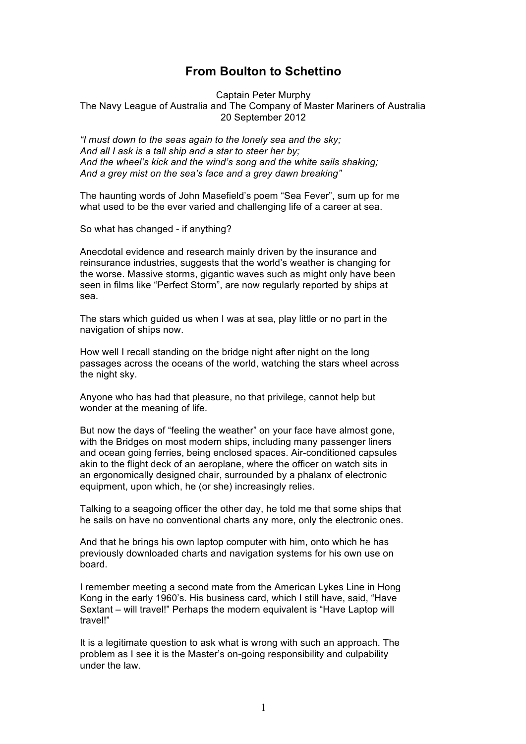# From Boulton to Schettino

Captain Peter Murphy
The Navy League of Australia and The Company of Master Mariners of Australia
20 September 2012

*"I must down to the seas again to the lonely sea and the sky;*
*And all I ask is a tall ship and a star to steer her by;*
*And the wheel's kick and the wind's song and the white sails shaking;*
*And a grey mist on the sea's face and a grey dawn breaking"*

The haunting words of John Masefield's poem "Sea Fever", sum up for me what used to be the ever varied and challenging life of a career at sea.

So what has changed - if anything?

Anecdotal evidence and research mainly driven by the insurance and reinsurance industries, suggests that the world's weather is changing for the worse. Massive storms, gigantic waves such as might only have been seen in films like "Perfect Storm", are now regularly reported by ships at sea.

The stars which guided us when I was at sea, play little or no part in the navigation of ships now.

How well I recall standing on the bridge night after night on the long passages across the oceans of the world, watching the stars wheel across the night sky.

Anyone who has had that pleasure, no that privilege, cannot help but wonder at the meaning of life.

But now the days of "feeling the weather" on your face have almost gone, with the Bridges on most modern ships, including many passenger liners and ocean going ferries, being enclosed spaces. Air-conditioned capsules akin to the flight deck of an aeroplane, where the officer on watch sits in an ergonomically designed chair, surrounded by a phalanx of electronic equipment, upon which, he (or she) increasingly relies.

Talking to a seagoing officer the other day, he told me that some ships that he sails on have no conventional charts any more, only the electronic ones.

And that he brings his own laptop computer with him, onto which he has previously downloaded charts and navigation systems for his own use on board.

I remember meeting a second mate from the American Lykes Line in Hong Kong in the early 1960's. His business card, which I still have, said, "Have Sextant – will travel!" Perhaps the modern equivalent is "Have Laptop will travel!"

It is a legitimate question to ask what is wrong with such an approach. The problem as I see it is the Master's on-going responsibility and culpability under the law.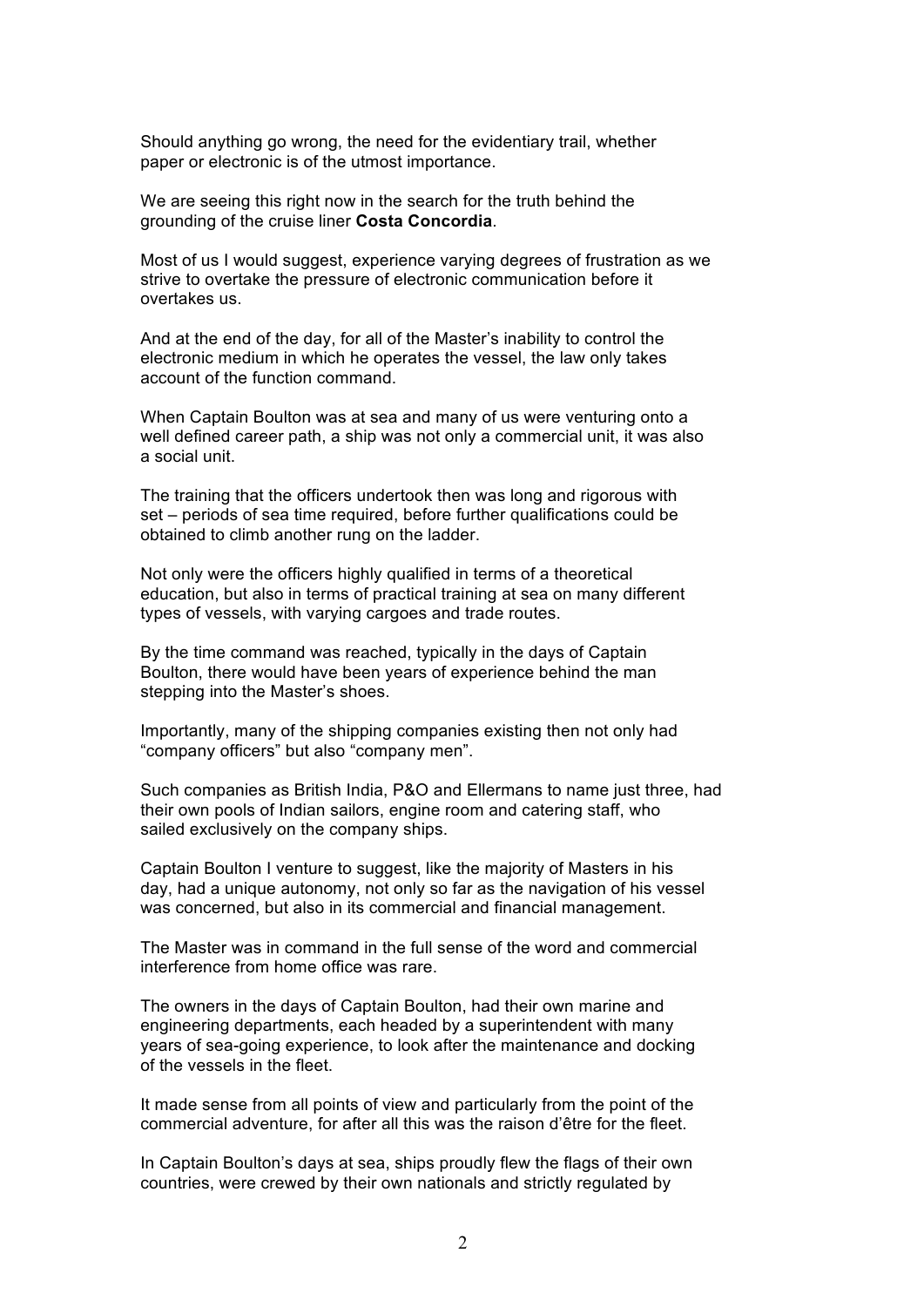Should anything go wrong, the need for the evidentiary trail, whether paper or electronic is of the utmost importance.

We are seeing this right now in the search for the truth behind the grounding of the cruise liner **Costa Concordia**.

Most of us I would suggest, experience varying degrees of frustration as we strive to overtake the pressure of electronic communication before it overtakes us.

And at the end of the day, for all of the Master's inability to control the electronic medium in which he operates the vessel, the law only takes account of the function command.

When Captain Boulton was at sea and many of us were venturing onto a well defined career path, a ship was not only a commercial unit, it was also a social unit.

The training that the officers undertook then was long and rigorous with set – periods of sea time required, before further qualifications could be obtained to climb another rung on the ladder.

Not only were the officers highly qualified in terms of a theoretical education, but also in terms of practical training at sea on many different types of vessels, with varying cargoes and trade routes.

By the time command was reached, typically in the days of Captain Boulton, there would have been years of experience behind the man stepping into the Master's shoes.

Importantly, many of the shipping companies existing then not only had "company officers" but also "company men".

Such companies as British India, P&O and Ellermans to name just three, had their own pools of Indian sailors, engine room and catering staff, who sailed exclusively on the company ships.

Captain Boulton I venture to suggest, like the majority of Masters in his day, had a unique autonomy, not only so far as the navigation of his vessel was concerned, but also in its commercial and financial management.

The Master was in command in the full sense of the word and commercial interference from home office was rare.

The owners in the days of Captain Boulton, had their own marine and engineering departments, each headed by a superintendent with many years of sea-going experience, to look after the maintenance and docking of the vessels in the fleet.

It made sense from all points of view and particularly from the point of the commercial adventure, for after all this was the raison d'être for the fleet.

In Captain Boulton's days at sea, ships proudly flew the flags of their own countries, were crewed by their own nationals and strictly regulated by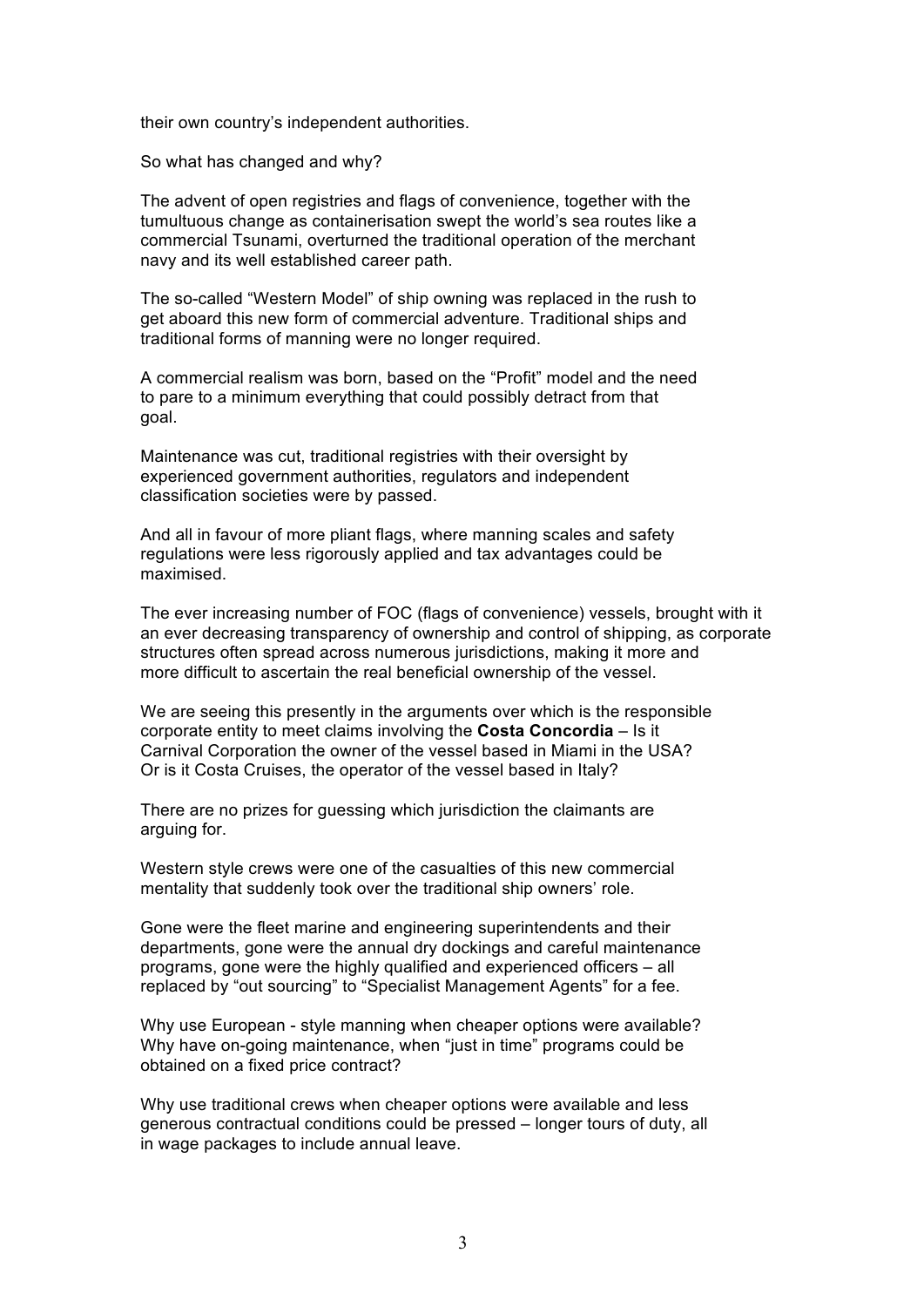their own country's independent authorities.

So what has changed and why?

The advent of open registries and flags of convenience, together with the tumultuous change as containerisation swept the world's sea routes like a commercial Tsunami, overturned the traditional operation of the merchant navy and its well established career path.

The so-called "Western Model" of ship owning was replaced in the rush to get aboard this new form of commercial adventure. Traditional ships and traditional forms of manning were no longer required.

A commercial realism was born, based on the "Profit" model and the need to pare to a minimum everything that could possibly detract from that goal.

Maintenance was cut, traditional registries with their oversight by experienced government authorities, regulators and independent classification societies were by passed.

And all in favour of more pliant flags, where manning scales and safety regulations were less rigorously applied and tax advantages could be maximised.

The ever increasing number of FOC (flags of convenience) vessels, brought with it an ever decreasing transparency of ownership and control of shipping, as corporate structures often spread across numerous jurisdictions, making it more and more difficult to ascertain the real beneficial ownership of the vessel.

We are seeing this presently in the arguments over which is the responsible corporate entity to meet claims involving the **Costa Concordia** – Is it Carnival Corporation the owner of the vessel based in Miami in the USA? Or is it Costa Cruises, the operator of the vessel based in Italy?

There are no prizes for guessing which jurisdiction the claimants are arguing for.

Western style crews were one of the casualties of this new commercial mentality that suddenly took over the traditional ship owners' role.

Gone were the fleet marine and engineering superintendents and their departments, gone were the annual dry dockings and careful maintenance programs, gone were the highly qualified and experienced officers – all replaced by "out sourcing" to "Specialist Management Agents" for a fee.

Why use European - style manning when cheaper options were available? Why have on-going maintenance, when "just in time" programs could be obtained on a fixed price contract?

Why use traditional crews when cheaper options were available and less generous contractual conditions could be pressed – longer tours of duty, all in wage packages to include annual leave.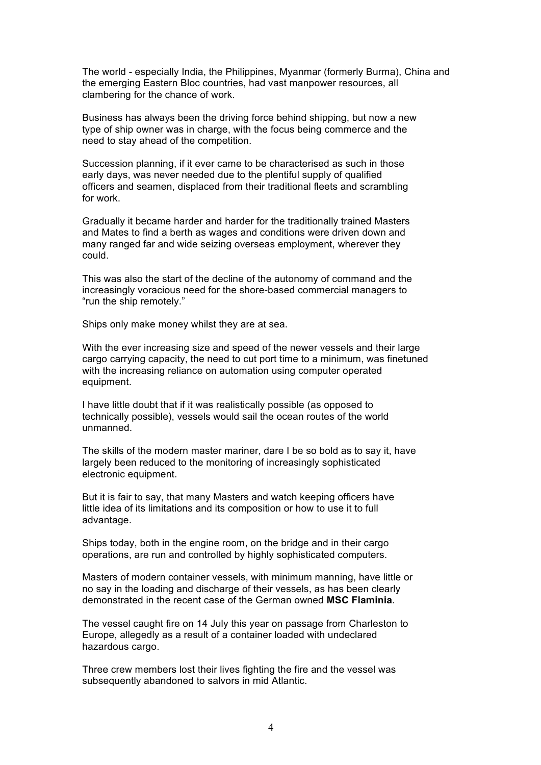The world - especially India, the Philippines, Myanmar (formerly Burma), China and the emerging Eastern Bloc countries, had vast manpower resources, all clambering for the chance of work.

Business has always been the driving force behind shipping, but now a new type of ship owner was in charge, with the focus being commerce and the need to stay ahead of the competition.

Succession planning, if it ever came to be characterised as such in those early days, was never needed due to the plentiful supply of qualified officers and seamen, displaced from their traditional fleets and scrambling for work.

Gradually it became harder and harder for the traditionally trained Masters and Mates to find a berth as wages and conditions were driven down and many ranged far and wide seizing overseas employment, wherever they could.

This was also the start of the decline of the autonomy of command and the increasingly voracious need for the shore-based commercial managers to "run the ship remotely."

Ships only make money whilst they are at sea.

With the ever increasing size and speed of the newer vessels and their large cargo carrying capacity, the need to cut port time to a minimum, was finetuned with the increasing reliance on automation using computer operated equipment.

I have little doubt that if it was realistically possible (as opposed to technically possible), vessels would sail the ocean routes of the world unmanned.

The skills of the modern master mariner, dare I be so bold as to say it, have largely been reduced to the monitoring of increasingly sophisticated electronic equipment.

But it is fair to say, that many Masters and watch keeping officers have little idea of its limitations and its composition or how to use it to full advantage.

Ships today, both in the engine room, on the bridge and in their cargo operations, are run and controlled by highly sophisticated computers.

Masters of modern container vessels, with minimum manning, have little or no say in the loading and discharge of their vessels, as has been clearly demonstrated in the recent case of the German owned **MSC Flaminia**.

The vessel caught fire on 14 July this year on passage from Charleston to Europe, allegedly as a result of a container loaded with undeclared hazardous cargo.

Three crew members lost their lives fighting the fire and the vessel was subsequently abandoned to salvors in mid Atlantic.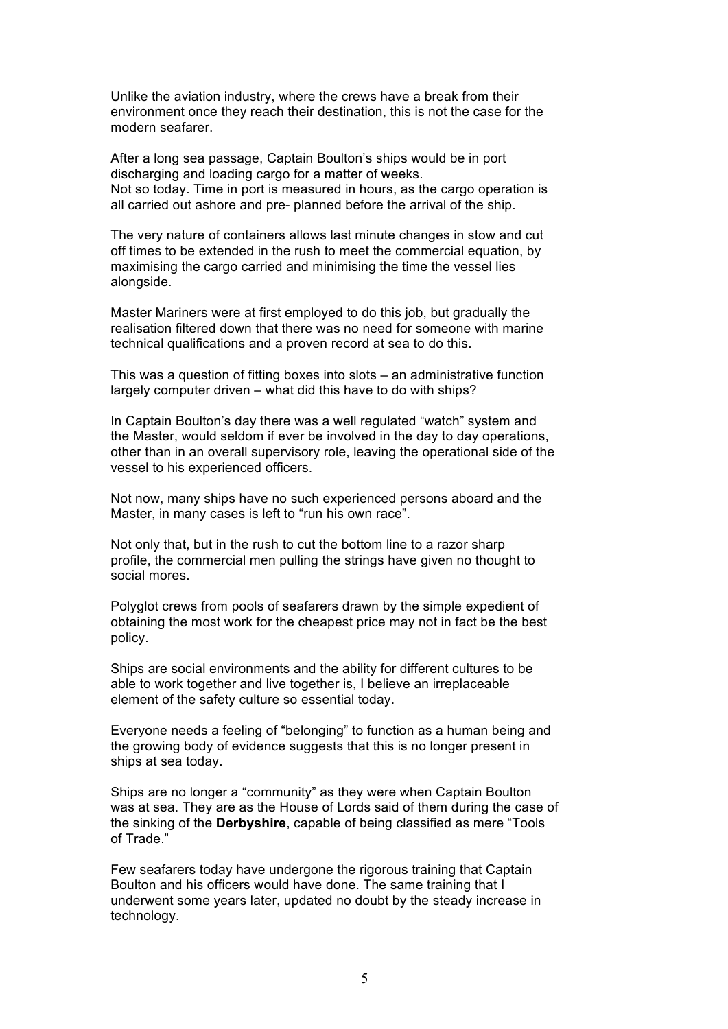Unlike the aviation industry, where the crews have a break from their environment once they reach their destination, this is not the case for the modern seafarer.

After a long sea passage, Captain Boulton's ships would be in port discharging and loading cargo for a matter of weeks.
Not so today. Time in port is measured in hours, as the cargo operation is all carried out ashore and pre- planned before the arrival of the ship.

The very nature of containers allows last minute changes in stow and cut off times to be extended in the rush to meet the commercial equation, by maximising the cargo carried and minimising the time the vessel lies alongside.

Master Mariners were at first employed to do this job, but gradually the realisation filtered down that there was no need for someone with marine technical qualifications and a proven record at sea to do this.

This was a question of fitting boxes into slots – an administrative function largely computer driven – what did this have to do with ships?

In Captain Boulton's day there was a well regulated "watch" system and the Master, would seldom if ever be involved in the day to day operations, other than in an overall supervisory role, leaving the operational side of the vessel to his experienced officers.

Not now, many ships have no such experienced persons aboard and the Master, in many cases is left to "run his own race".

Not only that, but in the rush to cut the bottom line to a razor sharp profile, the commercial men pulling the strings have given no thought to social mores.

Polyglot crews from pools of seafarers drawn by the simple expedient of obtaining the most work for the cheapest price may not in fact be the best policy.

Ships are social environments and the ability for different cultures to be able to work together and live together is, I believe an irreplaceable element of the safety culture so essential today.

Everyone needs a feeling of "belonging" to function as a human being and the growing body of evidence suggests that this is no longer present in ships at sea today.

Ships are no longer a "community" as they were when Captain Boulton was at sea. They are as the House of Lords said of them during the case of the sinking of the **Derbyshire**, capable of being classified as mere "Tools of Trade."

Few seafarers today have undergone the rigorous training that Captain Boulton and his officers would have done. The same training that I underwent some years later, updated no doubt by the steady increase in technology.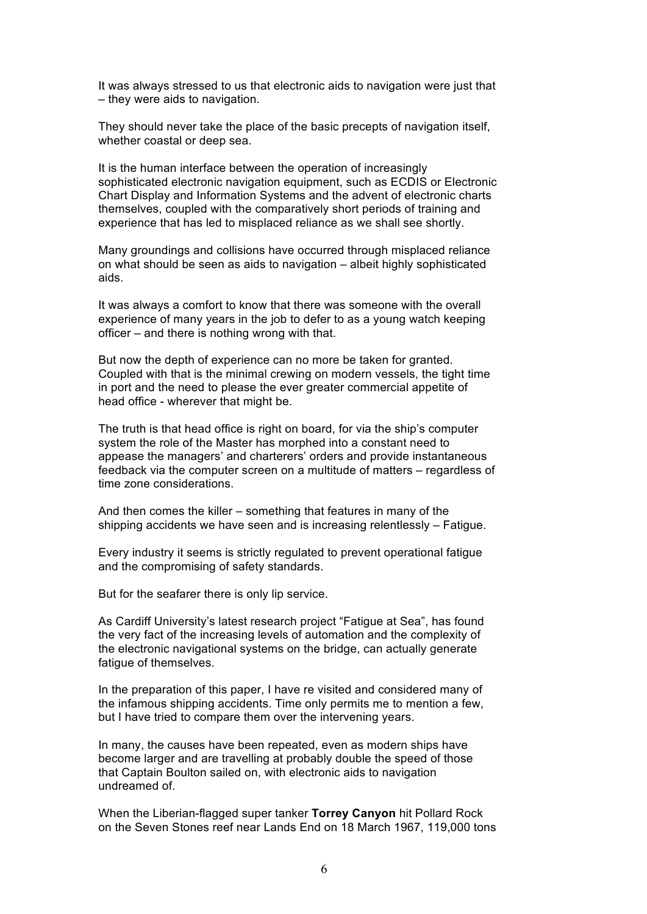It was always stressed to us that electronic aids to navigation were just that – they were aids to navigation.

They should never take the place of the basic precepts of navigation itself, whether coastal or deep sea.

It is the human interface between the operation of increasingly sophisticated electronic navigation equipment, such as ECDIS or Electronic Chart Display and Information Systems and the advent of electronic charts themselves, coupled with the comparatively short periods of training and experience that has led to misplaced reliance as we shall see shortly.

Many groundings and collisions have occurred through misplaced reliance on what should be seen as aids to navigation – albeit highly sophisticated aids.

It was always a comfort to know that there was someone with the overall experience of many years in the job to defer to as a young watch keeping officer – and there is nothing wrong with that.

But now the depth of experience can no more be taken for granted. Coupled with that is the minimal crewing on modern vessels, the tight time in port and the need to please the ever greater commercial appetite of head office - wherever that might be.

The truth is that head office is right on board, for via the ship's computer system the role of the Master has morphed into a constant need to appease the managers' and charterers' orders and provide instantaneous feedback via the computer screen on a multitude of matters – regardless of time zone considerations.

And then comes the killer – something that features in many of the shipping accidents we have seen and is increasing relentlessly – Fatigue.

Every industry it seems is strictly regulated to prevent operational fatigue and the compromising of safety standards.

But for the seafarer there is only lip service.

As Cardiff University's latest research project "Fatigue at Sea", has found the very fact of the increasing levels of automation and the complexity of the electronic navigational systems on the bridge, can actually generate fatigue of themselves.

In the preparation of this paper, I have re visited and considered many of the infamous shipping accidents. Time only permits me to mention a few, but I have tried to compare them over the intervening years.

In many, the causes have been repeated, even as modern ships have become larger and are travelling at probably double the speed of those that Captain Boulton sailed on, with electronic aids to navigation undreamed of.

When the Liberian-flagged super tanker **Torrey Canyon** hit Pollard Rock on the Seven Stones reef near Lands End on 18 March 1967, 119,000 tons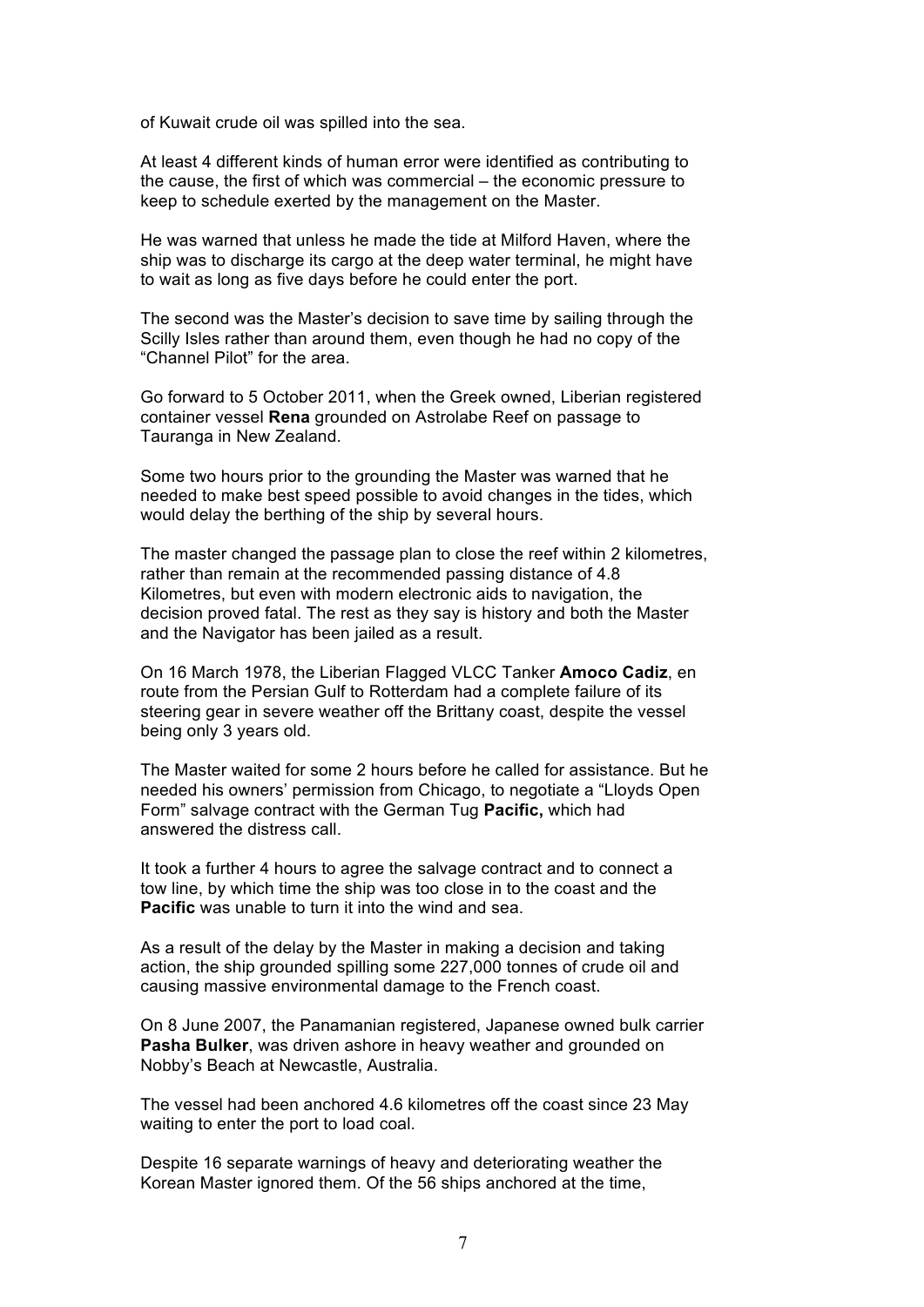of Kuwait crude oil was spilled into the sea.

At least 4 different kinds of human error were identified as contributing to the cause, the first of which was commercial – the economic pressure to keep to schedule exerted by the management on the Master.

He was warned that unless he made the tide at Milford Haven, where the ship was to discharge its cargo at the deep water terminal, he might have to wait as long as five days before he could enter the port.

The second was the Master's decision to save time by sailing through the Scilly Isles rather than around them, even though he had no copy of the "Channel Pilot" for the area.

Go forward to 5 October 2011, when the Greek owned, Liberian registered container vessel **Rena** grounded on Astrolabe Reef on passage to Tauranga in New Zealand.

Some two hours prior to the grounding the Master was warned that he needed to make best speed possible to avoid changes in the tides, which would delay the berthing of the ship by several hours.

The master changed the passage plan to close the reef within 2 kilometres, rather than remain at the recommended passing distance of 4.8 Kilometres, but even with modern electronic aids to navigation, the decision proved fatal. The rest as they say is history and both the Master and the Navigator has been jailed as a result.

On 16 March 1978, the Liberian Flagged VLCC Tanker **Amoco Cadiz**, en route from the Persian Gulf to Rotterdam had a complete failure of its steering gear in severe weather off the Brittany coast, despite the vessel being only 3 years old.

The Master waited for some 2 hours before he called for assistance. But he needed his owners' permission from Chicago, to negotiate a "Lloyds Open Form" salvage contract with the German Tug **Pacific,** which had answered the distress call.

It took a further 4 hours to agree the salvage contract and to connect a tow line, by which time the ship was too close in to the coast and the **Pacific** was unable to turn it into the wind and sea.

As a result of the delay by the Master in making a decision and taking action, the ship grounded spilling some 227,000 tonnes of crude oil and causing massive environmental damage to the French coast.

On 8 June 2007, the Panamanian registered, Japanese owned bulk carrier **Pasha Bulker**, was driven ashore in heavy weather and grounded on Nobby's Beach at Newcastle, Australia.

The vessel had been anchored 4.6 kilometres off the coast since 23 May waiting to enter the port to load coal.

Despite 16 separate warnings of heavy and deteriorating weather the Korean Master ignored them. Of the 56 ships anchored at the time,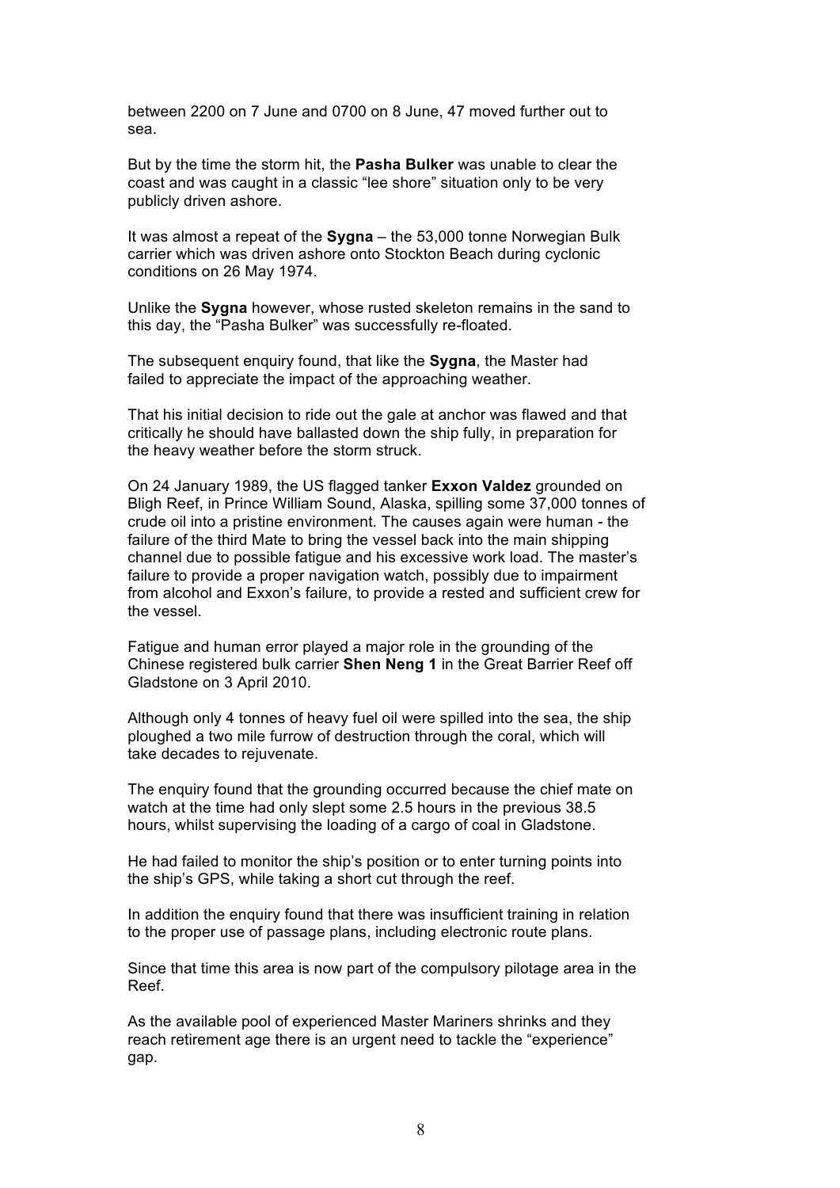between 2200 on 7 June and 0700 on 8 June, 47 moved further out to sea.

But by the time the storm hit, the **Pasha Bulker** was unable to clear the coast and was caught in a classic “lee shore” situation only to be very publicly driven ashore.

It was almost a repeat of the **Sygna** – the 53,000 tonne Norwegian Bulk carrier which was driven ashore onto Stockton Beach during cyclonic conditions on 26 May 1974.

Unlike the **Sygna** however, whose rusted skeleton remains in the sand to this day, the “Pasha Bulker” was successfully re-floated.

The subsequent enquiry found, that like the **Sygna**, the Master had failed to appreciate the impact of the approaching weather.

That his initial decision to ride out the gale at anchor was flawed and that critically he should have ballasted down the ship fully, in preparation for the heavy weather before the storm struck.

On 24 January 1989, the US flagged tanker **Exxon Valdez** grounded on Bligh Reef, in Prince William Sound, Alaska, spilling some 37,000 tonnes of crude oil into a pristine environment. The causes again were human - the failure of the third Mate to bring the vessel back into the main shipping channel due to possible fatigue and his excessive work load. The master’s failure to provide a proper navigation watch, possibly due to impairment from alcohol and Exxon’s failure, to provide a rested and sufficient crew for the vessel.

Fatigue and human error played a major role in the grounding of the Chinese registered bulk carrier **Shen Neng 1** in the Great Barrier Reef off Gladstone on 3 April 2010.

Although only 4 tonnes of heavy fuel oil were spilled into the sea, the ship ploughed a two mile furrow of destruction through the coral, which will take decades to rejuvenate.

The enquiry found that the grounding occurred because the chief mate on watch at the time had only slept some 2.5 hours in the previous 38.5 hours, whilst supervising the loading of a cargo of coal in Gladstone.

He had failed to monitor the ship’s position or to enter turning points into the ship’s GPS, while taking a short cut through the reef.

In addition the enquiry found that there was insufficient training in relation to the proper use of passage plans, including electronic route plans.

Since that time this area is now part of the compulsory pilotage area in the Reef.

As the available pool of experienced Master Mariners shrinks and they reach retirement age there is an urgent need to tackle the “experience” gap.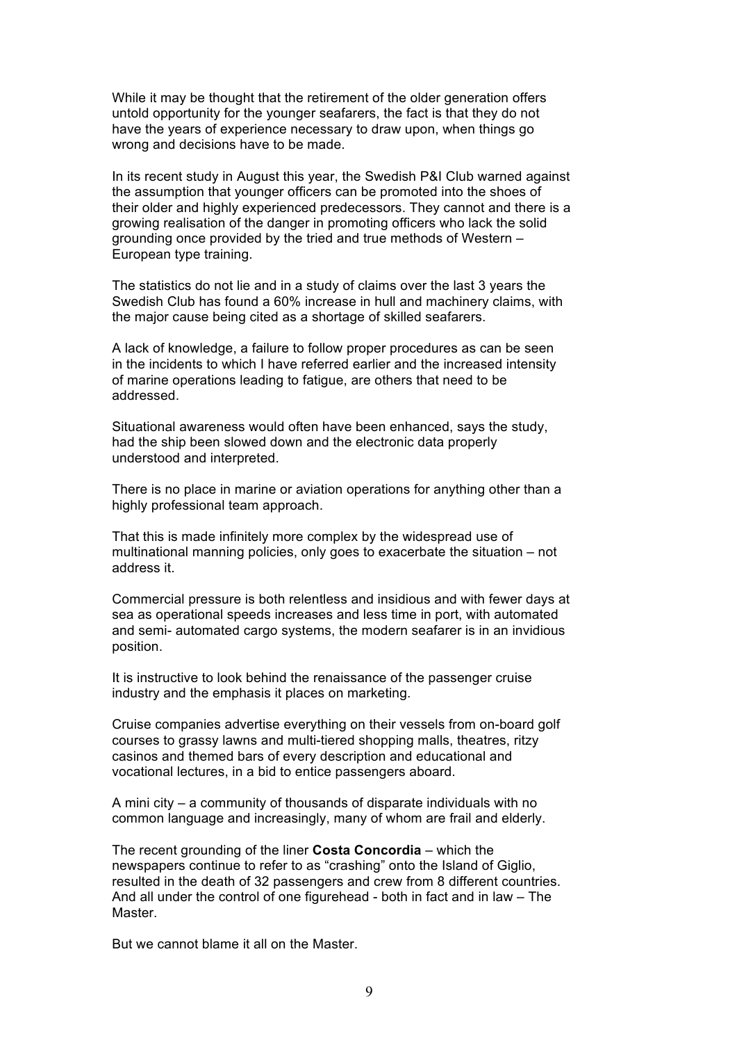While it may be thought that the retirement of the older generation offers untold opportunity for the younger seafarers, the fact is that they do not have the years of experience necessary to draw upon, when things go wrong and decisions have to be made.

In its recent study in August this year, the Swedish P&I Club warned against the assumption that younger officers can be promoted into the shoes of their older and highly experienced predecessors. They cannot and there is a growing realisation of the danger in promoting officers who lack the solid grounding once provided by the tried and true methods of Western – European type training.

The statistics do not lie and in a study of claims over the last 3 years the Swedish Club has found a 60% increase in hull and machinery claims, with the major cause being cited as a shortage of skilled seafarers.

A lack of knowledge, a failure to follow proper procedures as can be seen in the incidents to which I have referred earlier and the increased intensity of marine operations leading to fatigue, are others that need to be addressed.

Situational awareness would often have been enhanced, says the study, had the ship been slowed down and the electronic data properly understood and interpreted.

There is no place in marine or aviation operations for anything other than a highly professional team approach.

That this is made infinitely more complex by the widespread use of multinational manning policies, only goes to exacerbate the situation – not address it.

Commercial pressure is both relentless and insidious and with fewer days at sea as operational speeds increases and less time in port, with automated and semi- automated cargo systems, the modern seafarer is in an invidious position.

It is instructive to look behind the renaissance of the passenger cruise industry and the emphasis it places on marketing.

Cruise companies advertise everything on their vessels from on-board golf courses to grassy lawns and multi-tiered shopping malls, theatres, ritzy casinos and themed bars of every description and educational and vocational lectures, in a bid to entice passengers aboard.

A mini city – a community of thousands of disparate individuals with no common language and increasingly, many of whom are frail and elderly.

The recent grounding of the liner **Costa Concordia** – which the newspapers continue to refer to as "crashing" onto the Island of Giglio, resulted in the death of 32 passengers and crew from 8 different countries. And all under the control of one figurehead - both in fact and in law – The Master.

But we cannot blame it all on the Master.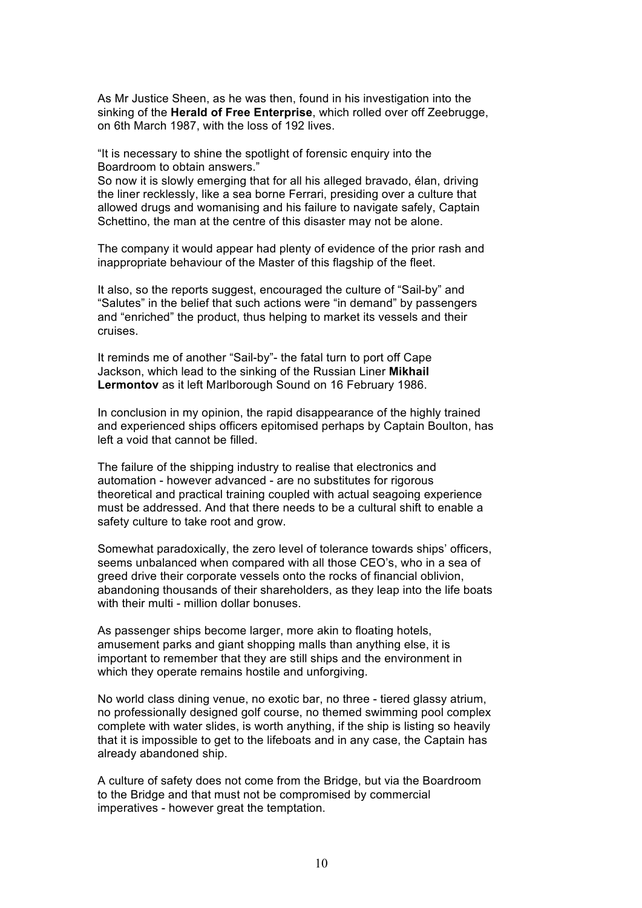As Mr Justice Sheen, as he was then, found in his investigation into the sinking of the **Herald of Free Enterprise**, which rolled over off Zeebrugge, on 6th March 1987, with the loss of 192 lives.

"It is necessary to shine the spotlight of forensic enquiry into the Boardroom to obtain answers."
So now it is slowly emerging that for all his alleged bravado, élan, driving the liner recklessly, like a sea borne Ferrari, presiding over a culture that allowed drugs and womanising and his failure to navigate safely, Captain Schettino, the man at the centre of this disaster may not be alone.

The company it would appear had plenty of evidence of the prior rash and inappropriate behaviour of the Master of this flagship of the fleet.

It also, so the reports suggest, encouraged the culture of "Sail-by" and "Salutes" in the belief that such actions were "in demand" by passengers and "enriched" the product, thus helping to market its vessels and their cruises.

It reminds me of another "Sail-by"- the fatal turn to port off Cape Jackson, which lead to the sinking of the Russian Liner **Mikhail Lermontov** as it left Marlborough Sound on 16 February 1986.

In conclusion in my opinion, the rapid disappearance of the highly trained and experienced ships officers epitomised perhaps by Captain Boulton, has left a void that cannot be filled.

The failure of the shipping industry to realise that electronics and automation - however advanced - are no substitutes for rigorous theoretical and practical training coupled with actual seagoing experience must be addressed. And that there needs to be a cultural shift to enable a safety culture to take root and grow.

Somewhat paradoxically, the zero level of tolerance towards ships' officers, seems unbalanced when compared with all those CEO's, who in a sea of greed drive their corporate vessels onto the rocks of financial oblivion, abandoning thousands of their shareholders, as they leap into the life boats with their multi - million dollar bonuses.

As passenger ships become larger, more akin to floating hotels, amusement parks and giant shopping malls than anything else, it is important to remember that they are still ships and the environment in which they operate remains hostile and unforgiving.

No world class dining venue, no exotic bar, no three - tiered glassy atrium, no professionally designed golf course, no themed swimming pool complex complete with water slides, is worth anything, if the ship is listing so heavily that it is impossible to get to the lifeboats and in any case, the Captain has already abandoned ship.

A culture of safety does not come from the Bridge, but via the Boardroom to the Bridge and that must not be compromised by commercial imperatives - however great the temptation.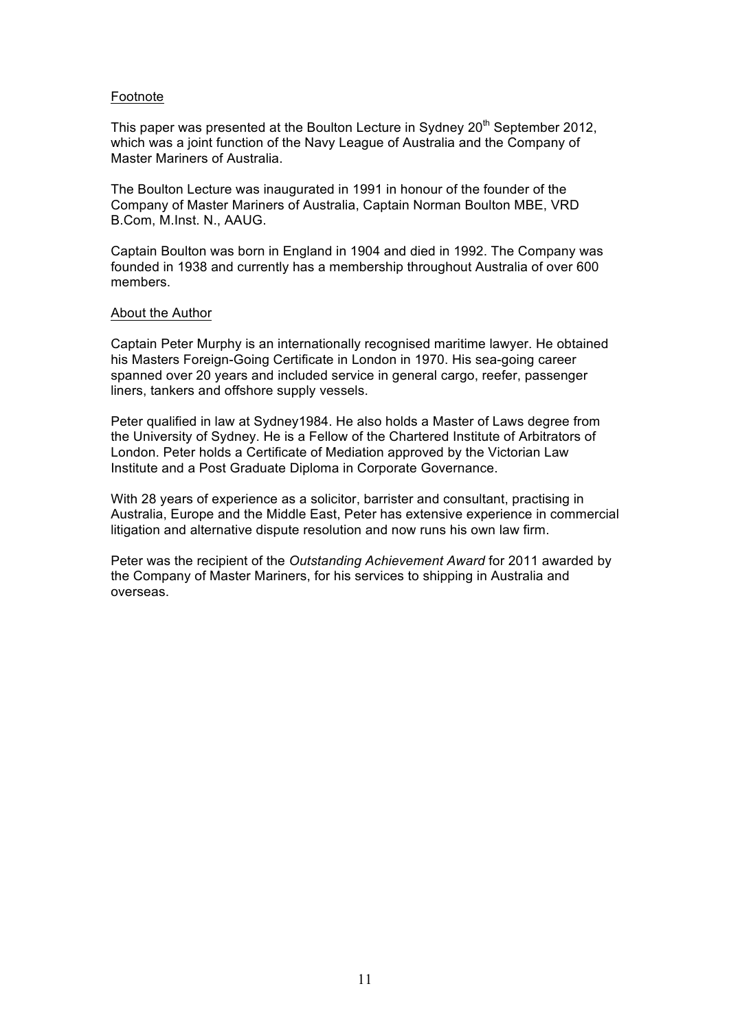<u>Footnote</u>

This paper was presented at the Boulton Lecture in Sydney 20th September 2012, which was a joint function of the Navy League of Australia and the Company of Master Mariners of Australia.

The Boulton Lecture was inaugurated in 1991 in honour of the founder of the Company of Master Mariners of Australia, Captain Norman Boulton MBE, VRD B.Com, M.Inst. N., AAUG.

Captain Boulton was born in England in 1904 and died in 1992. The Company was founded in 1938 and currently has a membership throughout Australia of over 600 members.

<u>About the Author</u>

Captain Peter Murphy is an internationally recognised maritime lawyer. He obtained his Masters Foreign-Going Certificate in London in 1970. His sea-going career spanned over 20 years and included service in general cargo, reefer, passenger liners, tankers and offshore supply vessels.

Peter qualified in law at Sydney1984. He also holds a Master of Laws degree from the University of Sydney. He is a Fellow of the Chartered Institute of Arbitrators of London. Peter holds a Certificate of Mediation approved by the Victorian Law Institute and a Post Graduate Diploma in Corporate Governance.

With 28 years of experience as a solicitor, barrister and consultant, practising in Australia, Europe and the Middle East, Peter has extensive experience in commercial litigation and alternative dispute resolution and now runs his own law firm.

Peter was the recipient of the *Outstanding Achievement Award* for 2011 awarded by the Company of Master Mariners, for his services to shipping in Australia and overseas.